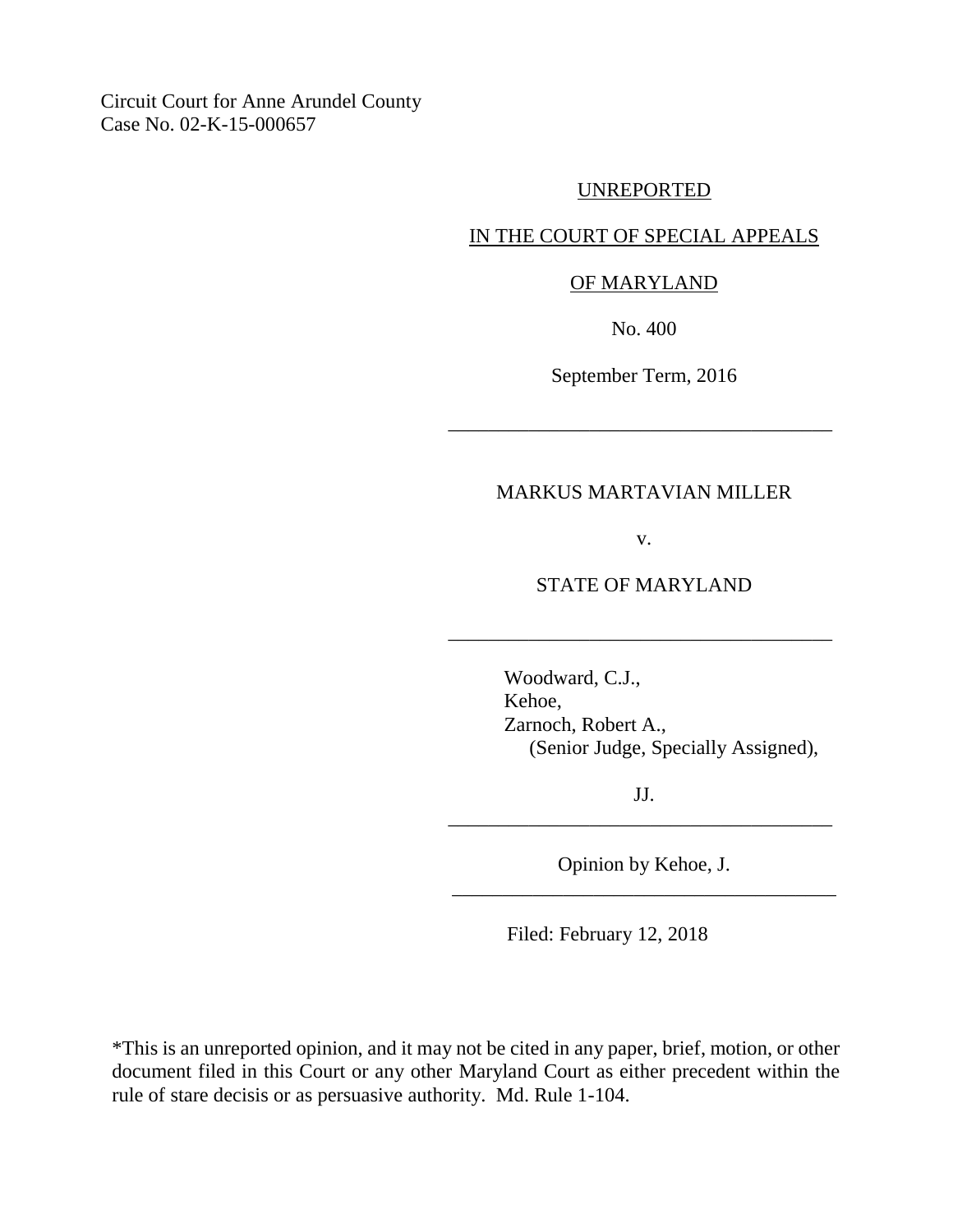Circuit Court for Anne Arundel County
Case No. 02-K-15-000657

UNREPORTED

IN THE COURT OF SPECIAL APPEALS

OF MARYLAND

No. 400

September Term, 2016

---

MARKUS MARTAVIAN MILLER

v.

STATE OF MARYLAND

---

Woodward, C.J.,
Kehoe,
Zarnoch, Robert A.,
(Senior Judge, Specially Assigned),

JJ.

---

Opinion by Kehoe, J.

---

Filed: February 12, 2018

*This is an unreported opinion, and it may not be cited in any paper, brief, motion, or other document filed in this Court or any other Maryland Court as either precedent within the rule of stare decisis or as persuasive authority. Md. Rule 1-104.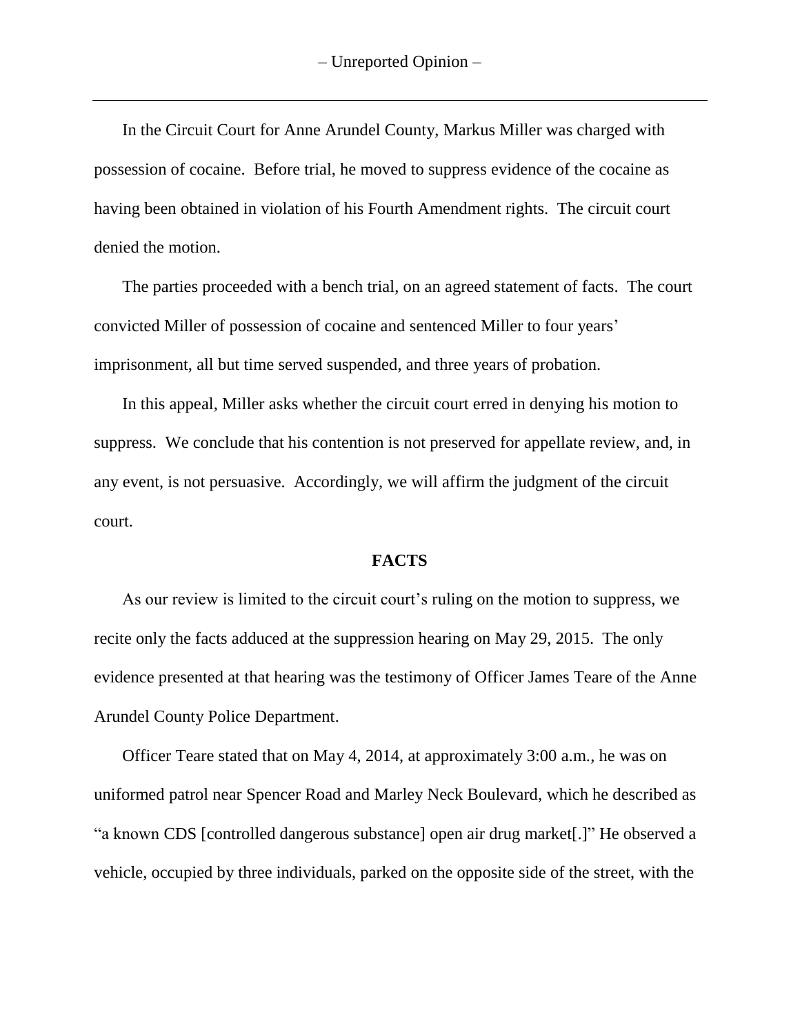In the Circuit Court for Anne Arundel County, Markus Miller was charged with possession of cocaine. Before trial, he moved to suppress evidence of the cocaine as having been obtained in violation of his Fourth Amendment rights. The circuit court denied the motion.

The parties proceeded with a bench trial, on an agreed statement of facts. The court convicted Miller of possession of cocaine and sentenced Miller to four years' imprisonment, all but time served suspended, and three years of probation.

In this appeal, Miller asks whether the circuit court erred in denying his motion to suppress. We conclude that his contention is not preserved for appellate review, and, in any event, is not persuasive. Accordingly, we will affirm the judgment of the circuit court.

## FACTS

As our review is limited to the circuit court's ruling on the motion to suppress, we recite only the facts adduced at the suppression hearing on May 29, 2015. The only evidence presented at that hearing was the testimony of Officer James Teare of the Anne Arundel County Police Department.

Officer Teare stated that on May 4, 2014, at approximately 3:00 a.m., he was on uniformed patrol near Spencer Road and Marley Neck Boulevard, which he described as "a known CDS [controlled dangerous substance] open air drug market[.]" He observed a vehicle, occupied by three individuals, parked on the opposite side of the street, with the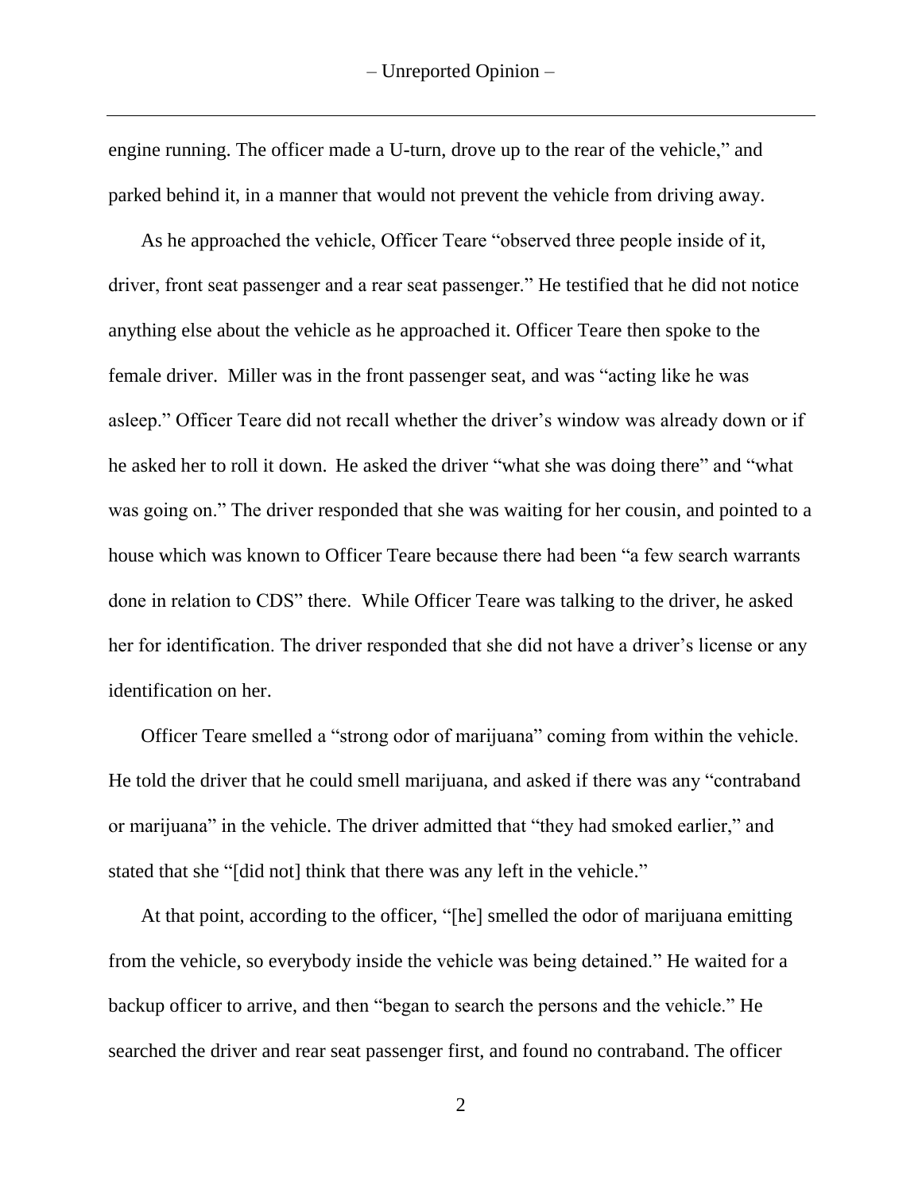engine running. The officer made a U-turn, drove up to the rear of the vehicle," and parked behind it, in a manner that would not prevent the vehicle from driving away.

As he approached the vehicle, Officer Teare "observed three people inside of it, driver, front seat passenger and a rear seat passenger." He testified that he did not notice anything else about the vehicle as he approached it. Officer Teare then spoke to the female driver. Miller was in the front passenger seat, and was "acting like he was asleep." Officer Teare did not recall whether the driver's window was already down or if he asked her to roll it down. He asked the driver "what she was doing there" and "what was going on." The driver responded that she was waiting for her cousin, and pointed to a house which was known to Officer Teare because there had been "a few search warrants done in relation to CDS" there. While Officer Teare was talking to the driver, he asked her for identification. The driver responded that she did not have a driver's license or any identification on her.

Officer Teare smelled a "strong odor of marijuana" coming from within the vehicle. He told the driver that he could smell marijuana, and asked if there was any "contraband or marijuana" in the vehicle. The driver admitted that "they had smoked earlier," and stated that she "[did not] think that there was any left in the vehicle."

At that point, according to the officer, "[he] smelled the odor of marijuana emitting from the vehicle, so everybody inside the vehicle was being detained." He waited for a backup officer to arrive, and then "began to search the persons and the vehicle." He searched the driver and rear seat passenger first, and found no contraband. The officer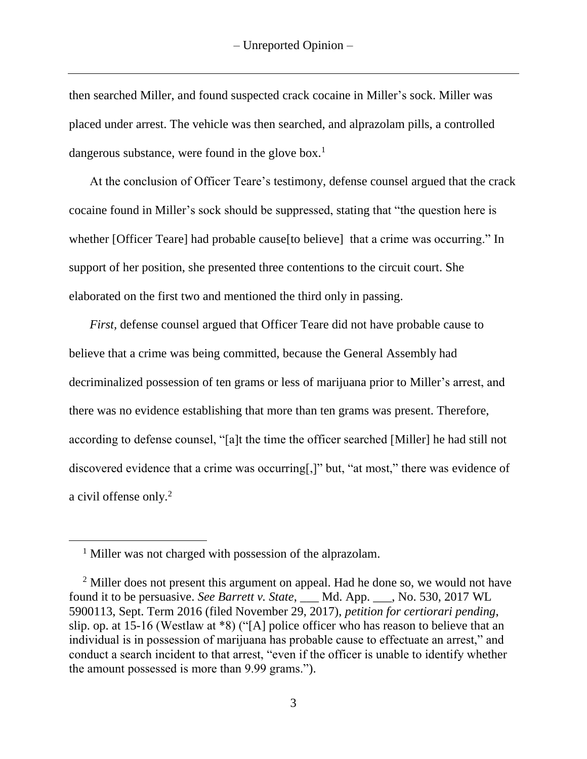then searched Miller, and found suspected crack cocaine in Miller's sock. Miller was placed under arrest. The vehicle was then searched, and alprazolam pills, a controlled dangerous substance, were found in the glove box.[1]

At the conclusion of Officer Teare's testimony, defense counsel argued that the crack cocaine found in Miller's sock should be suppressed, stating that "the question here is whether [Officer Teare] had probable cause[to believe] that a crime was occurring." In support of her position, she presented three contentions to the circuit court. She elaborated on the first two and mentioned the third only in passing.

*First,* defense counsel argued that Officer Teare did not have probable cause to believe that a crime was being committed, because the General Assembly had decriminalized possession of ten grams or less of marijuana prior to Miller's arrest, and there was no evidence establishing that more than ten grams was present. Therefore, according to defense counsel, "[a]t the time the officer searched [Miller] he had still not discovered evidence that a crime was occurring[,]" but, "at most," there was evidence of a civil offense only.[2]

---

[1] Miller was not charged with possession of the alprazolam.

[2] Miller does not present this argument on appeal. Had he done so, we would not have found it to be persuasive. *See Barrett v. State*, ___ Md. App. ___, No. 530, 2017 WL 5900113, Sept. Term 2016 (filed November 29, 2017), *petition for certiorari pending*, slip. op. at 15-16 (Westlaw at *8) ("[A] police officer who has reason to believe that an individual is in possession of marijuana has probable cause to effectuate an arrest," and conduct a search incident to that arrest, "even if the officer is unable to identify whether the amount possessed is more than 9.99 grams.").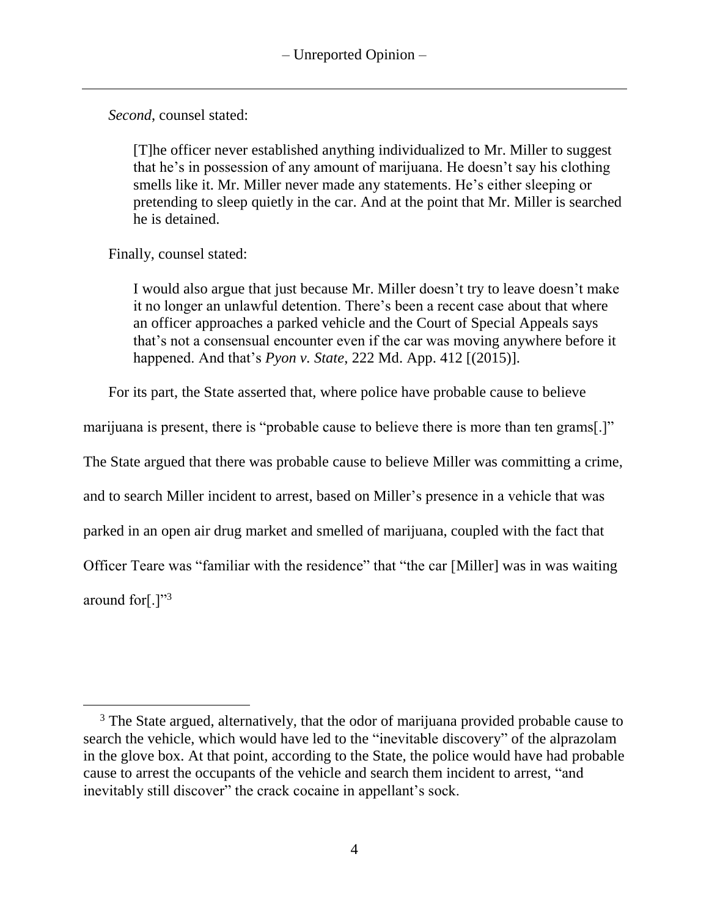*Second*, counsel stated:

> [T]he officer never established anything individualized to Mr. Miller to suggest that he's in possession of any amount of marijuana. He doesn't say his clothing smells like it. Mr. Miller never made any statements. He's either sleeping or pretending to sleep quietly in the car. And at the point that Mr. Miller is searched he is detained.

Finally, counsel stated:

> I would also argue that just because Mr. Miller doesn't try to leave doesn't make it no longer an unlawful detention. There's been a recent case about that where an officer approaches a parked vehicle and the Court of Special Appeals says that's not a consensual encounter even if the car was moving anywhere before it happened. And that's *Pyon v. State*, 222 Md. App. 412 [(2015)].

For its part, the State asserted that, where police have probable cause to believe marijuana is present, there is "probable cause to believe there is more than ten grams[.]" The State argued that there was probable cause to believe Miller was committing a crime, and to search Miller incident to arrest, based on Miller's presence in a vehicle that was parked in an open air drug market and smelled of marijuana, coupled with the fact that Officer Teare was "familiar with the residence" that "the car [Miller] was in was waiting around for[.]"[3]

---

[3] The State argued, alternatively, that the odor of marijuana provided probable cause to search the vehicle, which would have led to the "inevitable discovery" of the alprazolam in the glove box. At that point, according to the State, the police would have had probable cause to arrest the occupants of the vehicle and search them incident to arrest, "and inevitably still discover" the crack cocaine in appellant's sock.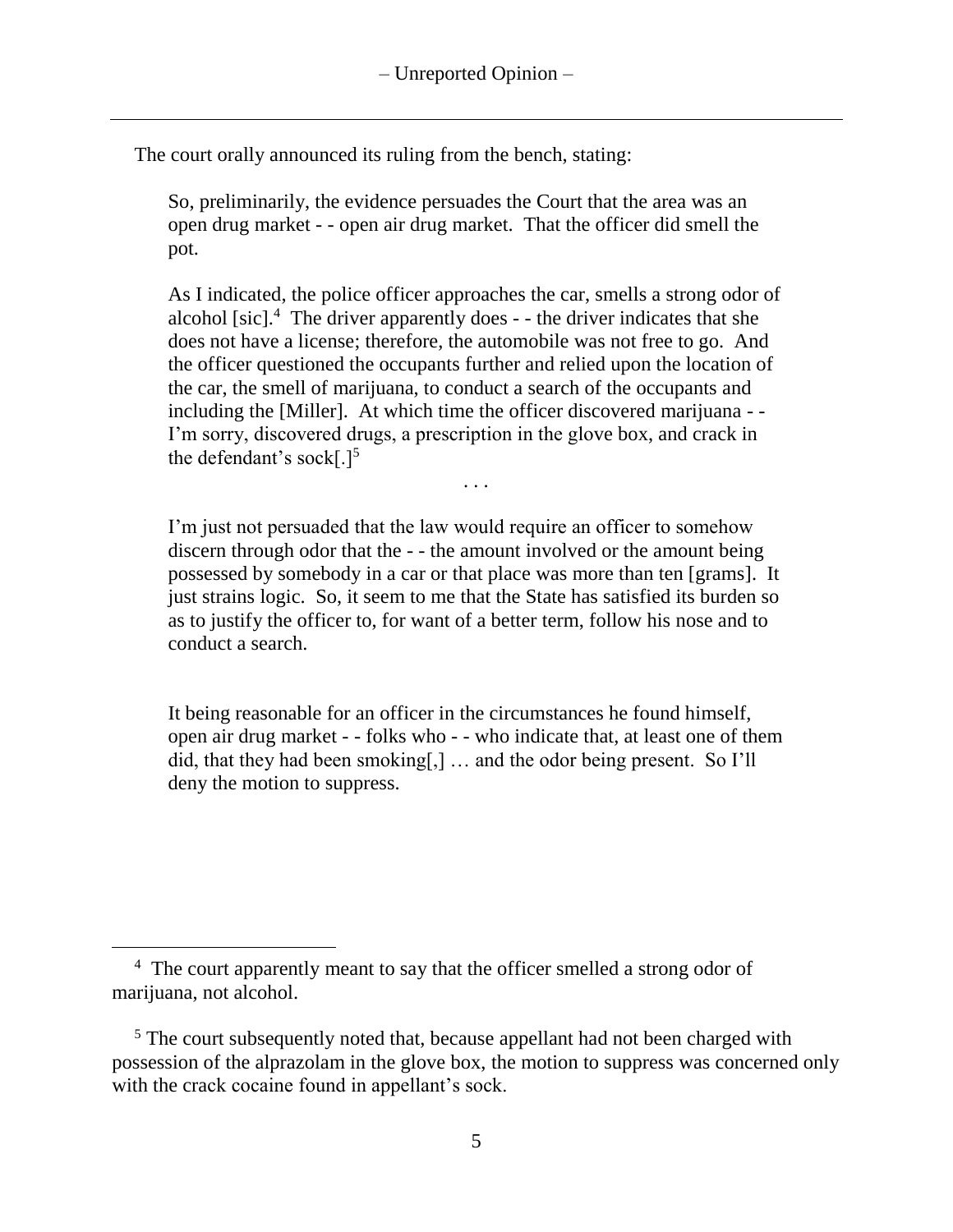The court orally announced its ruling from the bench, stating:

> So, preliminarily, the evidence persuades the Court that the area was an open drug market - - open air drug market. That the officer did smell the pot.
>
> As I indicated, the police officer approaches the car, smells a strong odor of alcohol [sic].[4] The driver apparently does - - the driver indicates that she does not have a license; therefore, the automobile was not free to go. And the officer questioned the occupants further and relied upon the location of the car, the smell of marijuana, to conduct a search of the occupants and including the [Miller]. At which time the officer discovered marijuana - - I'm sorry, discovered drugs, a prescription in the glove box, and crack in the defendant's sock[.][5]
>
> . . .
>
> I'm just not persuaded that the law would require an officer to somehow discern through odor that the - - the amount involved or the amount being possessed by somebody in a car or that place was more than ten [grams]. It just strains logic. So, it seem to me that the State has satisfied its burden so as to justify the officer to, for want of a better term, follow his nose and to conduct a search.
>
> It being reasonable for an officer in the circumstances he found himself, open air drug market - - folks who - - who indicate that, at least one of them did, that they had been smoking[,] … and the odor being present. So I'll deny the motion to suppress.

---

[4] The court apparently meant to say that the officer smelled a strong odor of marijuana, not alcohol.

[5] The court subsequently noted that, because appellant had not been charged with possession of the alprazolam in the glove box, the motion to suppress was concerned only with the crack cocaine found in appellant's sock.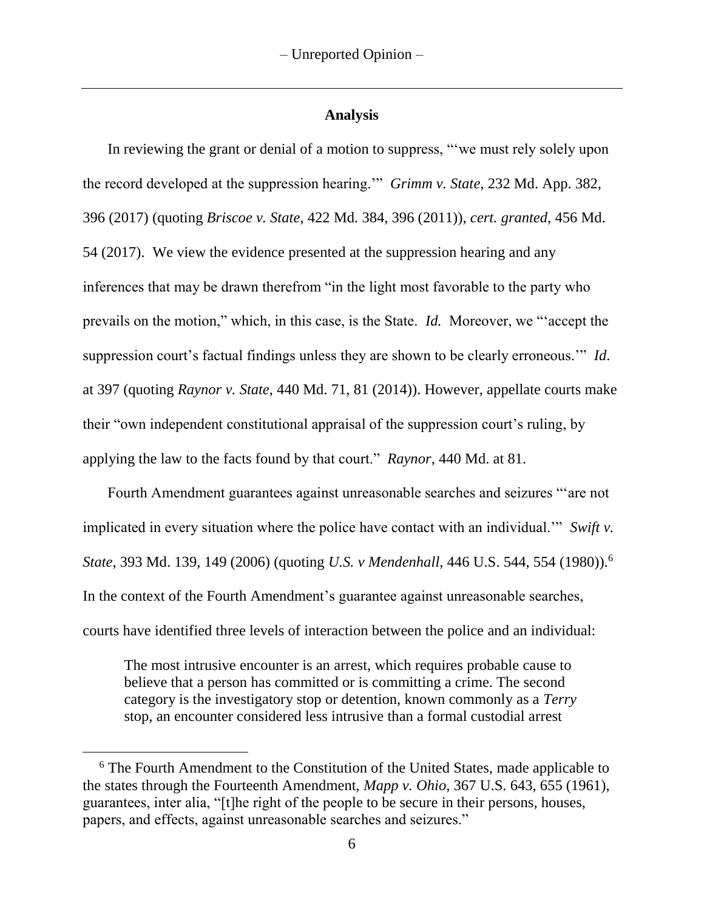## Analysis

In reviewing the grant or denial of a motion to suppress, "'we must rely solely upon the record developed at the suppression hearing.'" *Grimm v. State*, 232 Md. App. 382, 396 (2017) (quoting *Briscoe v. State*, 422 Md. 384, 396 (2011)), *cert. granted*, 456 Md. 54 (2017). We view the evidence presented at the suppression hearing and any inferences that may be drawn therefrom "in the light most favorable to the party who prevails on the motion," which, in this case, is the State. *Id.* Moreover, we "'accept the suppression court's factual findings unless they are shown to be clearly erroneous.'" *Id*. at 397 (quoting *Raynor v. State*, 440 Md. 71, 81 (2014)). However, appellate courts make their "own independent constitutional appraisal of the suppression court's ruling, by applying the law to the facts found by that court." *Raynor*, 440 Md. at 81.

Fourth Amendment guarantees against unreasonable searches and seizures "'are not implicated in every situation where the police have contact with an individual.'" *Swift v. State*, 393 Md. 139, 149 (2006) (quoting *U.S. v Mendenhall*, 446 U.S. 544, 554 (1980)).[6] In the context of the Fourth Amendment's guarantee against unreasonable searches, courts have identified three levels of interaction between the police and an individual:

> The most intrusive encounter is an arrest, which requires probable cause to believe that a person has committed or is committing a crime. The second category is the investigatory stop or detention, known commonly as a *Terry* stop, an encounter considered less intrusive than a formal custodial arrest

---

[6] The Fourth Amendment to the Constitution of the United States, made applicable to the states through the Fourteenth Amendment, *Mapp v. Ohio*, 367 U.S. 643, 655 (1961), guarantees, inter alia, "[t]he right of the people to be secure in their persons, houses, papers, and effects, against unreasonable searches and seizures."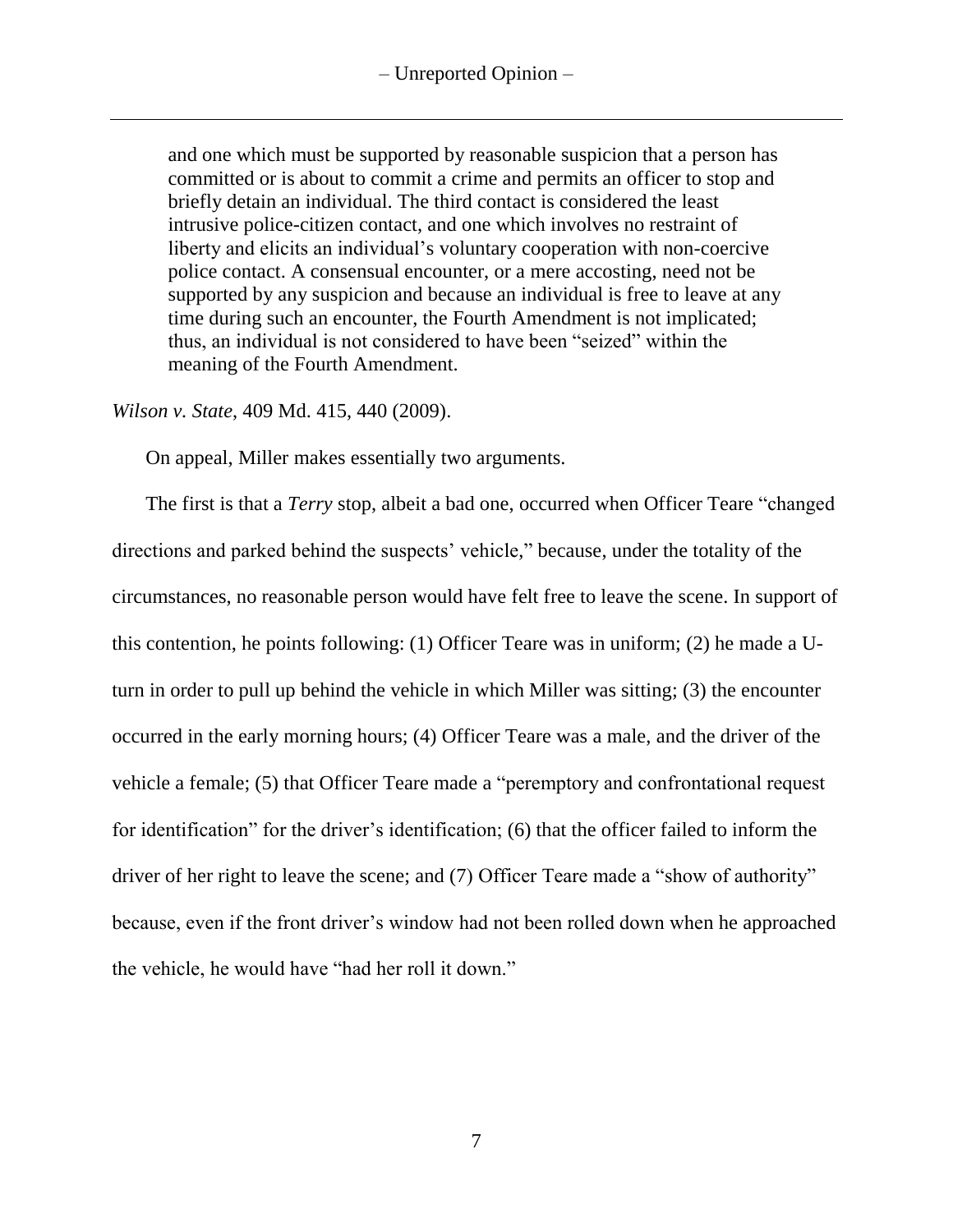> and one which must be supported by reasonable suspicion that a person has committed or is about to commit a crime and permits an officer to stop and briefly detain an individual. The third contact is considered the least intrusive police-citizen contact, and one which involves no restraint of liberty and elicits an individual's voluntary cooperation with non-coercive police contact. A consensual encounter, or a mere accosting, need not be supported by any suspicion and because an individual is free to leave at any time during such an encounter, the Fourth Amendment is not implicated; thus, an individual is not considered to have been "seized" within the meaning of the Fourth Amendment.

*Wilson v. State*, 409 Md. 415, 440 (2009).

On appeal, Miller makes essentially two arguments.

The first is that a *Terry* stop, albeit a bad one, occurred when Officer Teare "changed directions and parked behind the suspects' vehicle," because, under the totality of the circumstances, no reasonable person would have felt free to leave the scene. In support of this contention, he points following: (1) Officer Teare was in uniform; (2) he made a U-turn in order to pull up behind the vehicle in which Miller was sitting; (3) the encounter occurred in the early morning hours; (4) Officer Teare was a male, and the driver of the vehicle a female; (5) that Officer Teare made a "peremptory and confrontational request for identification" for the driver's identification; (6) that the officer failed to inform the driver of her right to leave the scene; and (7) Officer Teare made a "show of authority" because, even if the front driver's window had not been rolled down when he approached the vehicle, he would have "had her roll it down."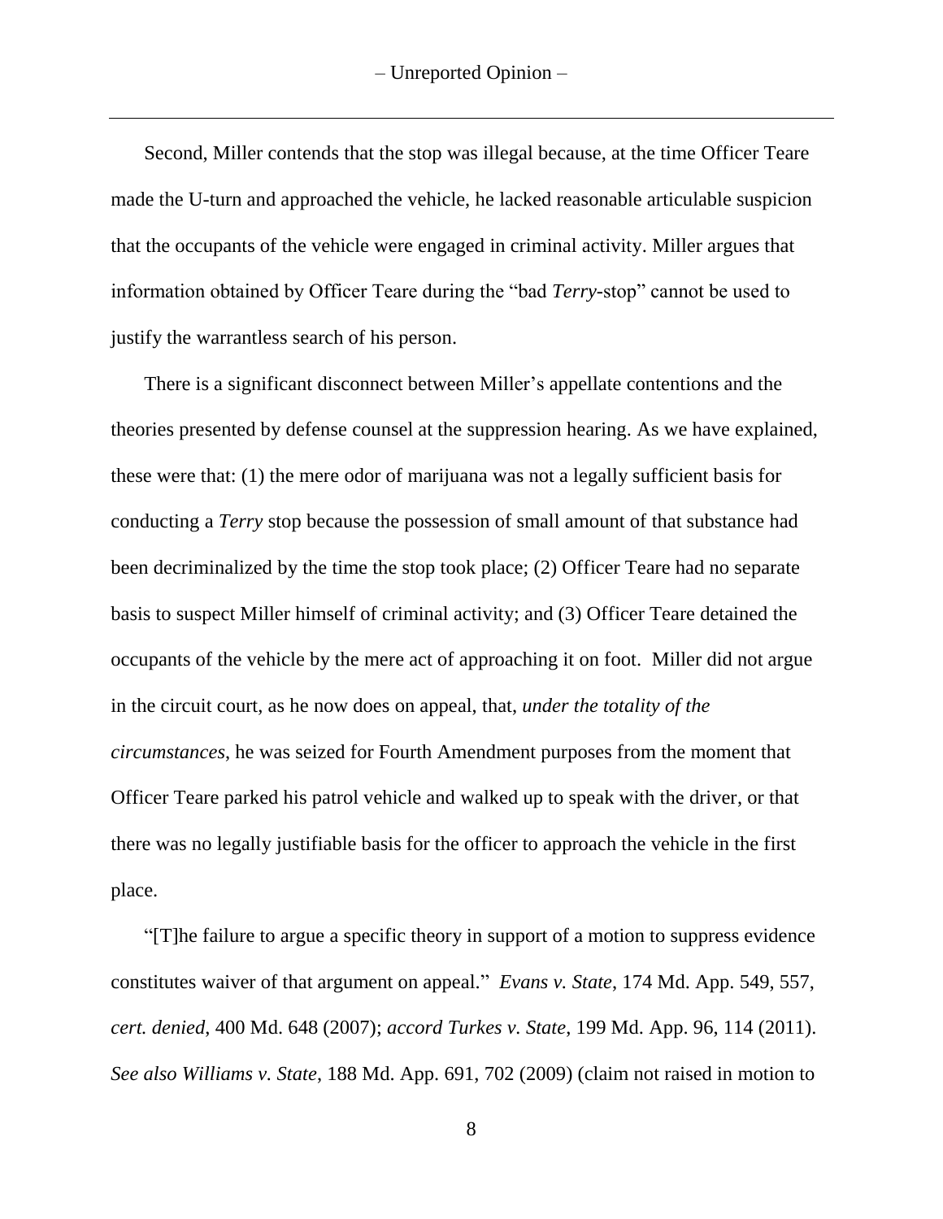Second, Miller contends that the stop was illegal because, at the time Officer Teare made the U-turn and approached the vehicle, he lacked reasonable articulable suspicion that the occupants of the vehicle were engaged in criminal activity. Miller argues that information obtained by Officer Teare during the "bad *Terry*-stop" cannot be used to justify the warrantless search of his person.

There is a significant disconnect between Miller's appellate contentions and the theories presented by defense counsel at the suppression hearing. As we have explained, these were that: (1) the mere odor of marijuana was not a legally sufficient basis for conducting a *Terry* stop because the possession of small amount of that substance had been decriminalized by the time the stop took place; (2) Officer Teare had no separate basis to suspect Miller himself of criminal activity; and (3) Officer Teare detained the occupants of the vehicle by the mere act of approaching it on foot. Miller did not argue in the circuit court, as he now does on appeal, that, *under the totality of the circumstances*, he was seized for Fourth Amendment purposes from the moment that Officer Teare parked his patrol vehicle and walked up to speak with the driver, or that there was no legally justifiable basis for the officer to approach the vehicle in the first place.

"[T]he failure to argue a specific theory in support of a motion to suppress evidence constitutes waiver of that argument on appeal." *Evans v. State*, 174 Md. App. 549, 557, *cert. denied*, 400 Md. 648 (2007); *accord Turkes v. State*, 199 Md. App. 96, 114 (2011). *See also Williams v. State*, 188 Md. App. 691, 702 (2009) (claim not raised in motion to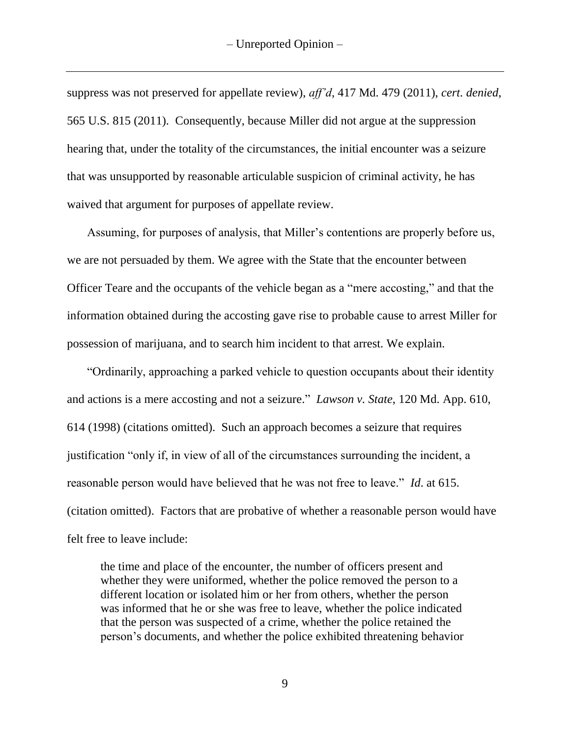suppress was not preserved for appellate review), *aff'd*, 417 Md. 479 (2011), *cert. denied*, 565 U.S. 815 (2011). Consequently, because Miller did not argue at the suppression hearing that, under the totality of the circumstances, the initial encounter was a seizure that was unsupported by reasonable articulable suspicion of criminal activity, he has waived that argument for purposes of appellate review.

Assuming, for purposes of analysis, that Miller's contentions are properly before us, we are not persuaded by them. We agree with the State that the encounter between Officer Teare and the occupants of the vehicle began as a "mere accosting," and that the information obtained during the accosting gave rise to probable cause to arrest Miller for possession of marijuana, and to search him incident to that arrest. We explain.

"Ordinarily, approaching a parked vehicle to question occupants about their identity and actions is a mere accosting and not a seizure." *Lawson v. State*, 120 Md. App. 610, 614 (1998) (citations omitted). Such an approach becomes a seizure that requires justification "only if, in view of all of the circumstances surrounding the incident, a reasonable person would have believed that he was not free to leave." *Id*. at 615. (citation omitted). Factors that are probative of whether a reasonable person would have felt free to leave include:

> the time and place of the encounter, the number of officers present and whether they were uniformed, whether the police removed the person to a different location or isolated him or her from others, whether the person was informed that he or she was free to leave, whether the police indicated that the person was suspected of a crime, whether the police retained the person's documents, and whether the police exhibited threatening behavior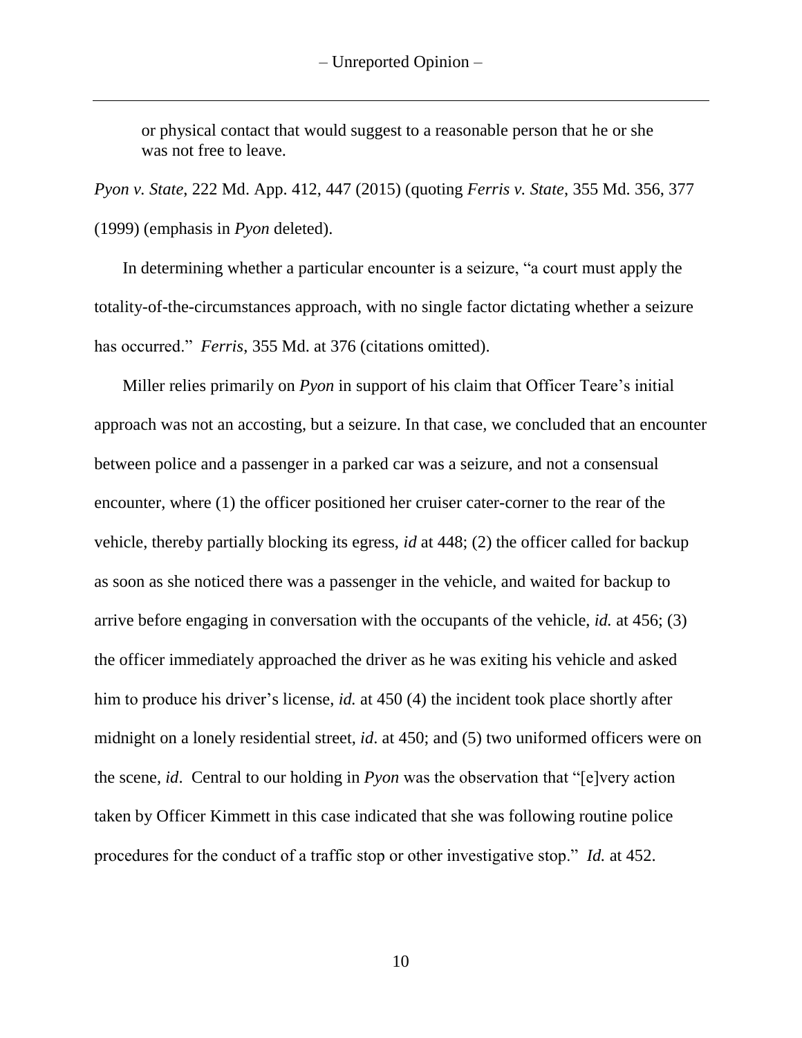> or physical contact that would suggest to a reasonable person that he or she was not free to leave.

*Pyon v. State*, 222 Md. App. 412, 447 (2015) (quoting *Ferris v. State*, 355 Md. 356, 377 (1999) (emphasis in *Pyon* deleted).

In determining whether a particular encounter is a seizure, "a court must apply the totality-of-the-circumstances approach, with no single factor dictating whether a seizure has occurred." *Ferris*, 355 Md. at 376 (citations omitted).

Miller relies primarily on *Pyon* in support of his claim that Officer Teare's initial approach was not an accosting, but a seizure. In that case, we concluded that an encounter between police and a passenger in a parked car was a seizure, and not a consensual encounter, where (1) the officer positioned her cruiser cater-corner to the rear of the vehicle, thereby partially blocking its egress, *id* at 448; (2) the officer called for backup as soon as she noticed there was a passenger in the vehicle, and waited for backup to arrive before engaging in conversation with the occupants of the vehicle, *id.* at 456; (3) the officer immediately approached the driver as he was exiting his vehicle and asked him to produce his driver's license, *id.* at 450 (4) the incident took place shortly after midnight on a lonely residential street, *id*. at 450; and (5) two uniformed officers were on the scene, *id*. Central to our holding in *Pyon* was the observation that "[e]very action taken by Officer Kimmett in this case indicated that she was following routine police procedures for the conduct of a traffic stop or other investigative stop." *Id.* at 452.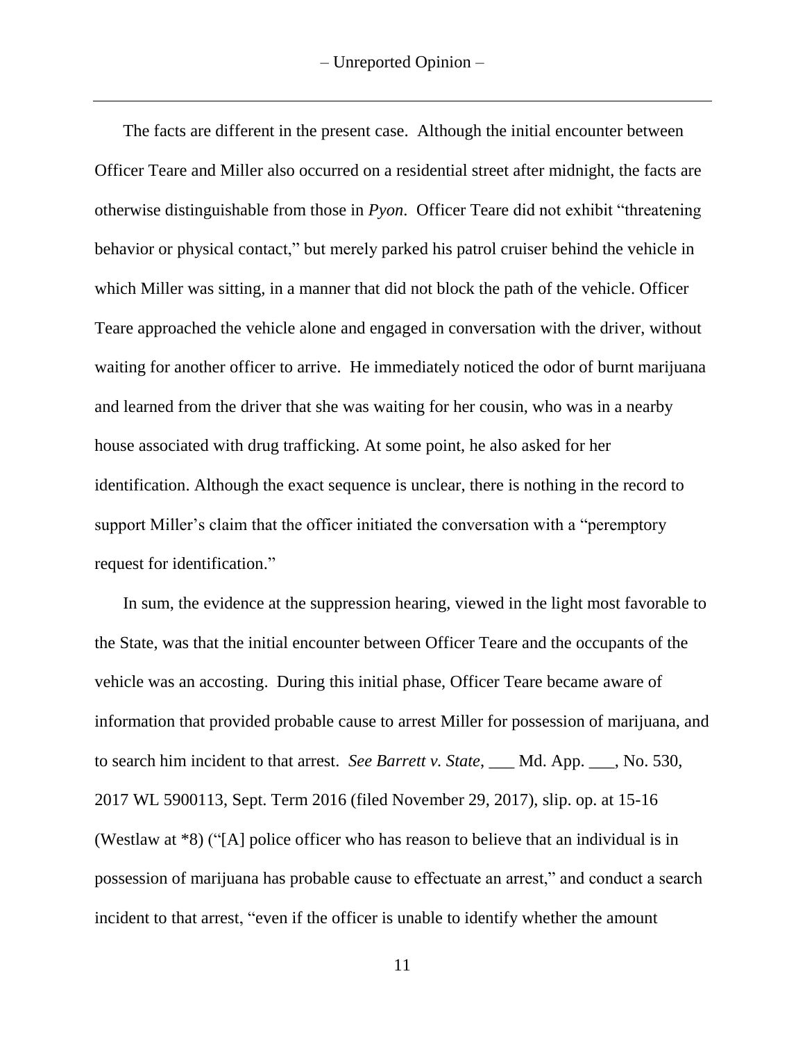The facts are different in the present case. Although the initial encounter between Officer Teare and Miller also occurred on a residential street after midnight, the facts are otherwise distinguishable from those in *Pyon*. Officer Teare did not exhibit "threatening behavior or physical contact," but merely parked his patrol cruiser behind the vehicle in which Miller was sitting, in a manner that did not block the path of the vehicle. Officer Teare approached the vehicle alone and engaged in conversation with the driver, without waiting for another officer to arrive. He immediately noticed the odor of burnt marijuana and learned from the driver that she was waiting for her cousin, who was in a nearby house associated with drug trafficking. At some point, he also asked for her identification. Although the exact sequence is unclear, there is nothing in the record to support Miller's claim that the officer initiated the conversation with a "peremptory request for identification."

In sum, the evidence at the suppression hearing, viewed in the light most favorable to the State, was that the initial encounter between Officer Teare and the occupants of the vehicle was an accosting. During this initial phase, Officer Teare became aware of information that provided probable cause to arrest Miller for possession of marijuana, and to search him incident to that arrest. *See Barrett v. State*, ___ Md. App. ___, No. 530, 2017 WL 5900113, Sept. Term 2016 (filed November 29, 2017), slip. op. at 15-16 (Westlaw at *8) ("[A] police officer who has reason to believe that an individual is in possession of marijuana has probable cause to effectuate an arrest," and conduct a search incident to that arrest, "even if the officer is unable to identify whether the amount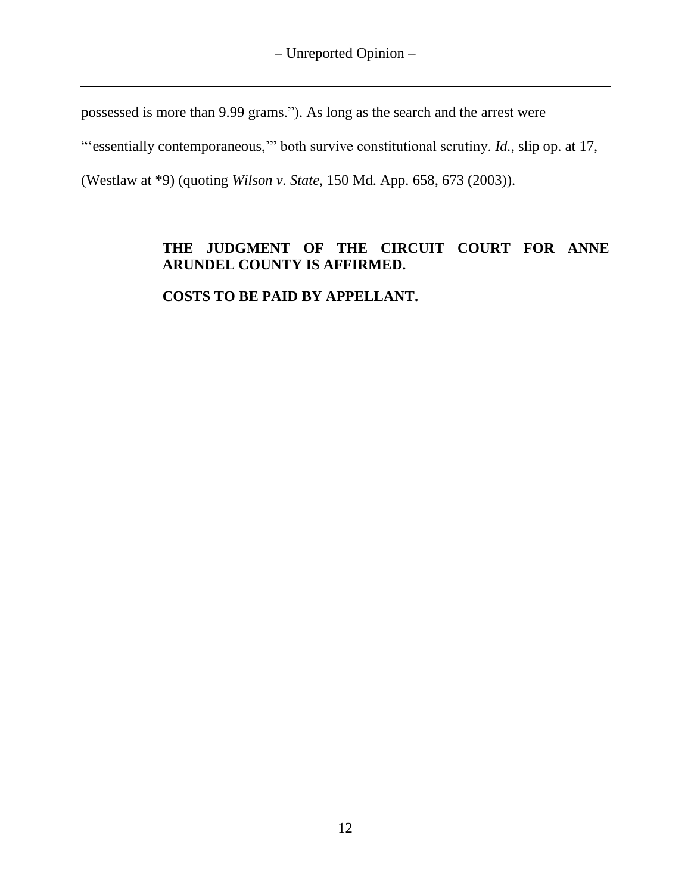possessed is more than 9.99 grams.”). As long as the search and the arrest were “‘essentially contemporaneous,’” both survive constitutional scrutiny. *Id.*, slip op. at 17, (Westlaw at *9) (quoting *Wilson v. State*, 150 Md. App. 658, 673 (2003)).

**THE JUDGMENT OF THE CIRCUIT COURT FOR ANNE ARUNDEL COUNTY IS AFFIRMED.**

**COSTS TO BE PAID BY APPELLANT.**